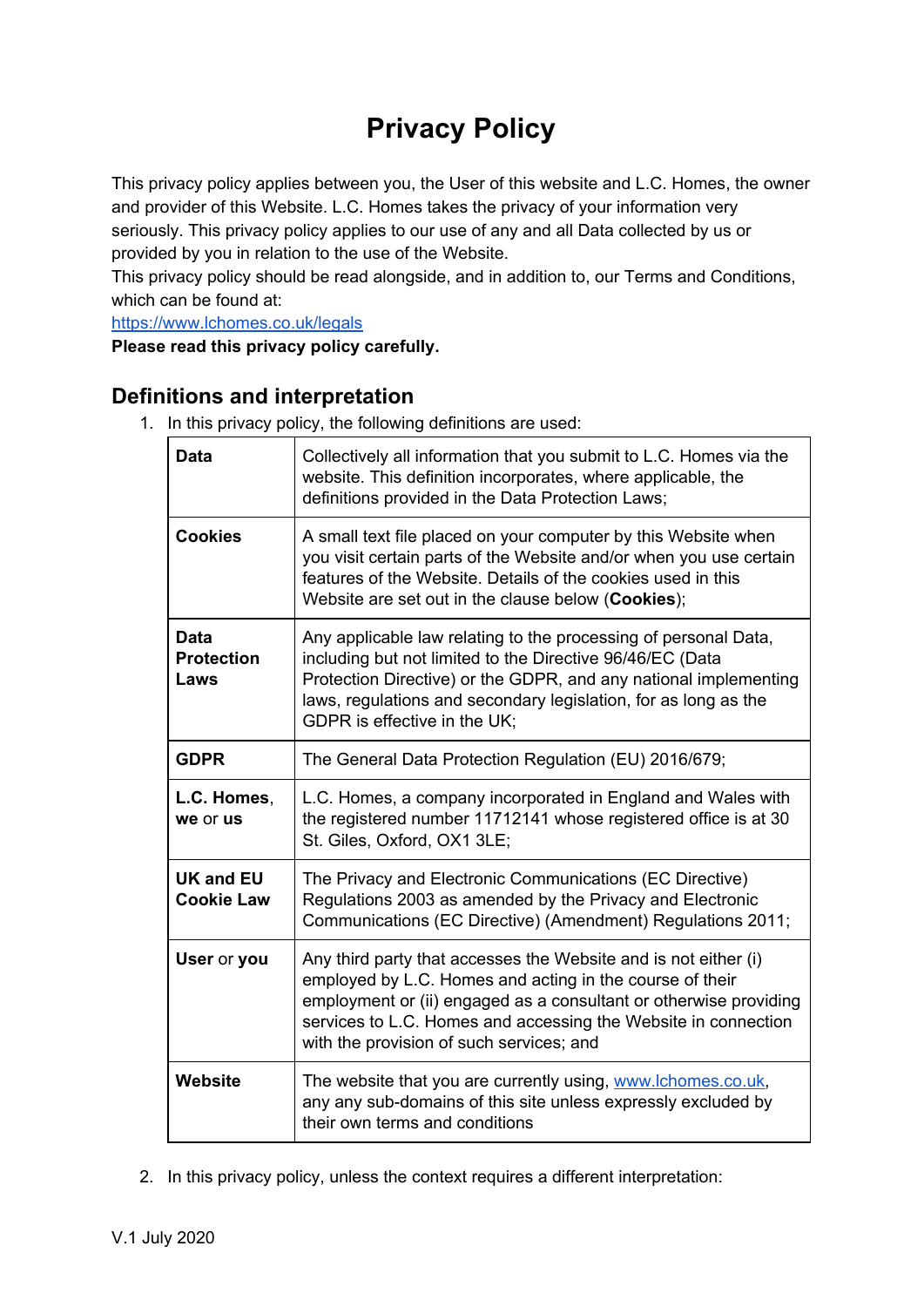# Privacy Policy

This privacy policy applies between you, the User of this website and L.C. Homes, the owner and provider of this Website. L.C. Homes takes the privacy of your information very seriously. This privacy policy applies to our use of any and all Data collected by us or provided by you in relation to the use of the Website.

This privacy policy should be read alongside, and in addition to, our Terms and Conditions, which can be found at:
[https://www.lchomes.co.uk/legals](https://www.lchomes.co.uk/legals)

**Please read this privacy policy carefully.**

## Definitions and interpretation

1. In this privacy policy, the following definitions are used:

| | |
|---|---|
| **Data** | Collectively all information that you submit to L.C. Homes via the website. This definition incorporates, where applicable, the definitions provided in the Data Protection Laws; |
| **Cookies** | A small text file placed on your computer by this Website when you visit certain parts of the Website and/or when you use certain features of the Website. Details of the cookies used in this Website are set out in the clause below (**Cookies**); |
| **Data Protection Laws** | Any applicable law relating to the processing of personal Data, including but not limited to the Directive 96/46/EC (Data Protection Directive) or the GDPR, and any national implementing laws, regulations and secondary legislation, for as long as the GDPR is effective in the UK; |
| **GDPR** | The General Data Protection Regulation (EU) 2016/679; |
| **L.C. Homes**, **we** or **us** | L.C. Homes, a company incorporated in England and Wales with the registered number 11712141 whose registered office is at 30 St. Giles, Oxford, OX1 3LE; |
| **UK and EU Cookie Law** | The Privacy and Electronic Communications (EC Directive) Regulations 2003 as amended by the Privacy and Electronic Communications (EC Directive) (Amendment) Regulations 2011; |
| **User** or **you** | Any third party that accesses the Website and is not either (i) employed by L.C. Homes and acting in the course of their employment or (ii) engaged as a consultant or otherwise providing services to L.C. Homes and accessing the Website in connection with the provision of such services; and |
| **Website** | The website that you are currently using, [www.lchomes.co.uk](http://www.lchomes.co.uk), any any sub-domains of this site unless expressly excluded by their own terms and conditions |

2. In this privacy policy, unless the context requires a different interpretation:

V.1 July 2020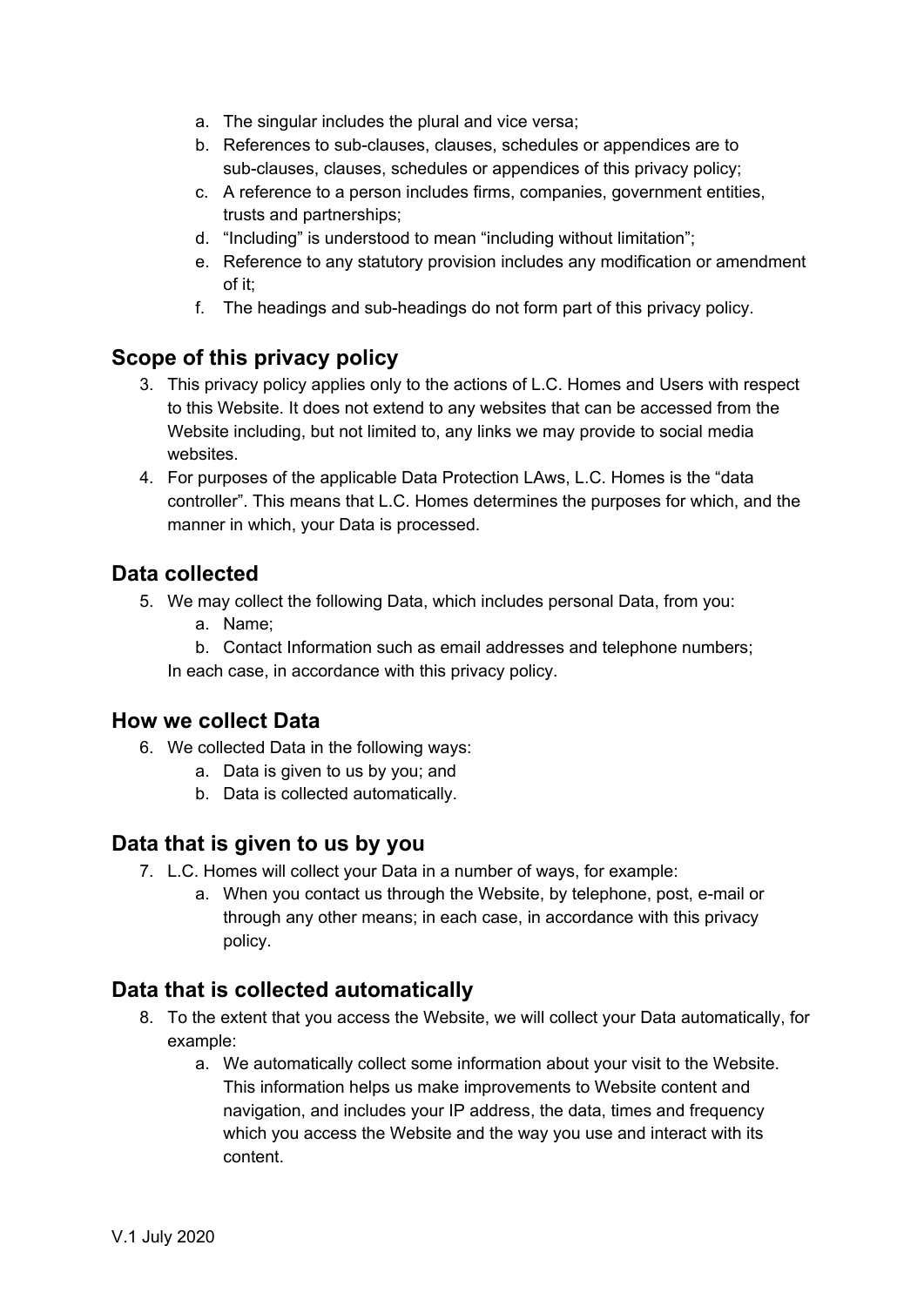a. The singular includes the plural and vice versa;
b. References to sub-clauses, clauses, schedules or appendices are to sub-clauses, clauses, schedules or appendices of this privacy policy;
c. A reference to a person includes firms, companies, government entities, trusts and partnerships;
d. "Including" is understood to mean "including without limitation";
e. Reference to any statutory provision includes any modification or amendment of it;
f. The headings and sub-headings do not form part of this privacy policy.

## Scope of this privacy policy

3. This privacy policy applies only to the actions of L.C. Homes and Users with respect to this Website. It does not extend to any websites that can be accessed from the Website including, but not limited to, any links we may provide to social media websites.
4. For purposes of the applicable Data Protection LAws, L.C. Homes is the "data controller". This means that L.C. Homes determines the purposes for which, and the manner in which, your Data is processed.

## Data collected

5. We may collect the following Data, which includes personal Data, from you:
   a. Name;
   b. Contact Information such as email addresses and telephone numbers;

   In each case, in accordance with this privacy policy.

## How we collect Data

6. We collected Data in the following ways:
   a. Data is given to us by you; and
   b. Data is collected automatically.

## Data that is given to us by you

7. L.C. Homes will collect your Data in a number of ways, for example:
   a. When you contact us through the Website, by telephone, post, e-mail or through any other means; in each case, in accordance with this privacy policy.

## Data that is collected automatically

8. To the extent that you access the Website, we will collect your Data automatically, for example:
   a. We automatically collect some information about your visit to the Website. This information helps us make improvements to Website content and navigation, and includes your IP address, the data, times and frequency which you access the Website and the way you use and interact with its content.

V.1 July 2020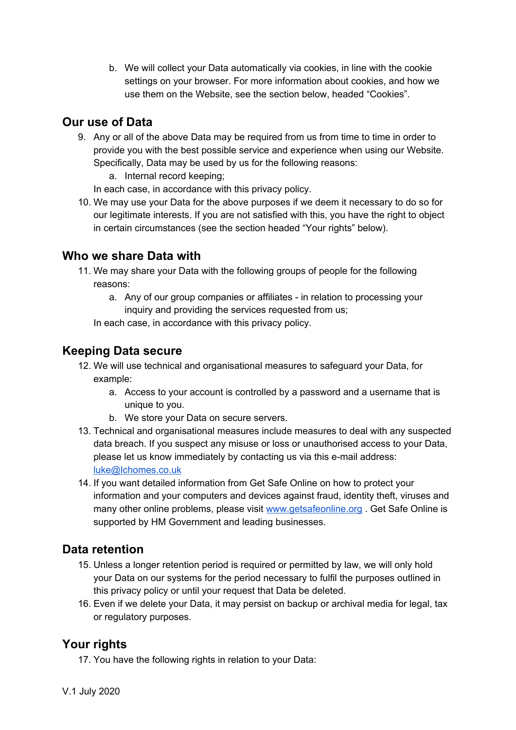b. We will collect your Data automatically via cookies, in line with the cookie settings on your browser. For more information about cookies, and how we use them on the Website, see the section below, headed "Cookies".

## Our use of Data

9. Any or all of the above Data may be required from us from time to time in order to provide you with the best possible service and experience when using our Website. Specifically, Data may be used by us for the following reasons:
   a. Internal record keeping;

   In each case, in accordance with this privacy policy.
10. We may use your Data for the above purposes if we deem it necessary to do so for our legitimate interests. If you are not satisfied with this, you have the right to object in certain circumstances (see the section headed "Your rights" below).

## Who we share Data with

11. We may share your Data with the following groups of people for the following reasons:
    a. Any of our group companies or affiliates - in relation to processing your inquiry and providing the services requested from us;

    In each case, in accordance with this privacy policy.

## Keeping Data secure

12. We will use technical and organisational measures to safeguard your Data, for example:
    a. Access to your account is controlled by a password and a username that is unique to you.
    b. We store your Data on secure servers.
13. Technical and organisational measures include measures to deal with any suspected data breach. If you suspect any misuse or loss or unauthorised access to your Data, please let us know immediately by contacting us via this e-mail address: [luke@lchomes.co.uk](mailto:luke@lchomes.co.uk)
14. If you want detailed information from Get Safe Online on how to protect your information and your computers and devices against fraud, identity theft, viruses and many other online problems, please visit [www.getsafeonline.org](http://www.getsafeonline.org) . Get Safe Online is supported by HM Government and leading businesses.

## Data retention

15. Unless a longer retention period is required or permitted by law, we will only hold your Data on our systems for the period necessary to fulfil the purposes outlined in this privacy policy or until your request that Data be deleted.
16. Even if we delete your Data, it may persist on backup or archival media for legal, tax or regulatory purposes.

## Your rights

17. You have the following rights in relation to your Data:

V.1 July 2020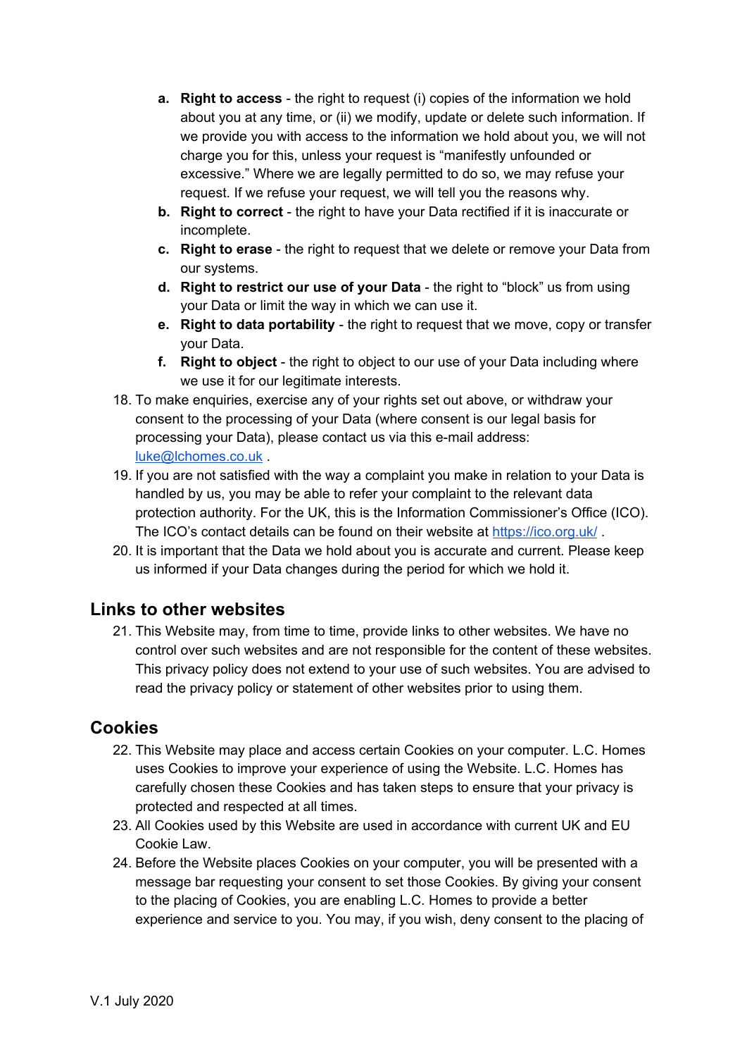a. **Right to access** - the right to request (i) copies of the information we hold about you at any time, or (ii) we modify, update or delete such information. If we provide you with access to the information we hold about you, we will not charge you for this, unless your request is "manifestly unfounded or excessive." Where we are legally permitted to do so, we may refuse your request. If we refuse your request, we will tell you the reasons why.
   b. **Right to correct** - the right to have your Data rectified if it is inaccurate or incomplete.
   c. **Right to erase** - the right to request that we delete or remove your Data from our systems.
   d. **Right to restrict our use of your Data** - the right to "block" us from using your Data or limit the way in which we can use it.
   e. **Right to data portability** - the right to request that we move, copy or transfer your Data.
   f. **Right to object** - the right to object to our use of your Data including where we use it for our legitimate interests.

18. To make enquiries, exercise any of your rights set out above, or withdraw your consent to the processing of your Data (where consent is our legal basis for processing your Data), please contact us via this e-mail address: luke@lchomes.co.uk .
19. If you are not satisfied with the way a complaint you make in relation to your Data is handled by us, you may be able to refer your complaint to the relevant data protection authority. For the UK, this is the Information Commissioner's Office (ICO). The ICO's contact details can be found on their website at https://ico.org.uk/ .
20. It is important that the Data we hold about you is accurate and current. Please keep us informed if your Data changes during the period for which we hold it.

## Links to other websites

21. This Website may, from time to time, provide links to other websites. We have no control over such websites and are not responsible for the content of these websites. This privacy policy does not extend to your use of such websites. You are advised to read the privacy policy or statement of other websites prior to using them.

## Cookies

22. This Website may place and access certain Cookies on your computer. L.C. Homes uses Cookies to improve your experience of using the Website. L.C. Homes has carefully chosen these Cookies and has taken steps to ensure that your privacy is protected and respected at all times.
23. All Cookies used by this Website are used in accordance with current UK and EU Cookie Law.
24. Before the Website places Cookies on your computer, you will be presented with a message bar requesting your consent to set those Cookies. By giving your consent to the placing of Cookies, you are enabling L.C. Homes to provide a better experience and service to you. You may, if you wish, deny consent to the placing of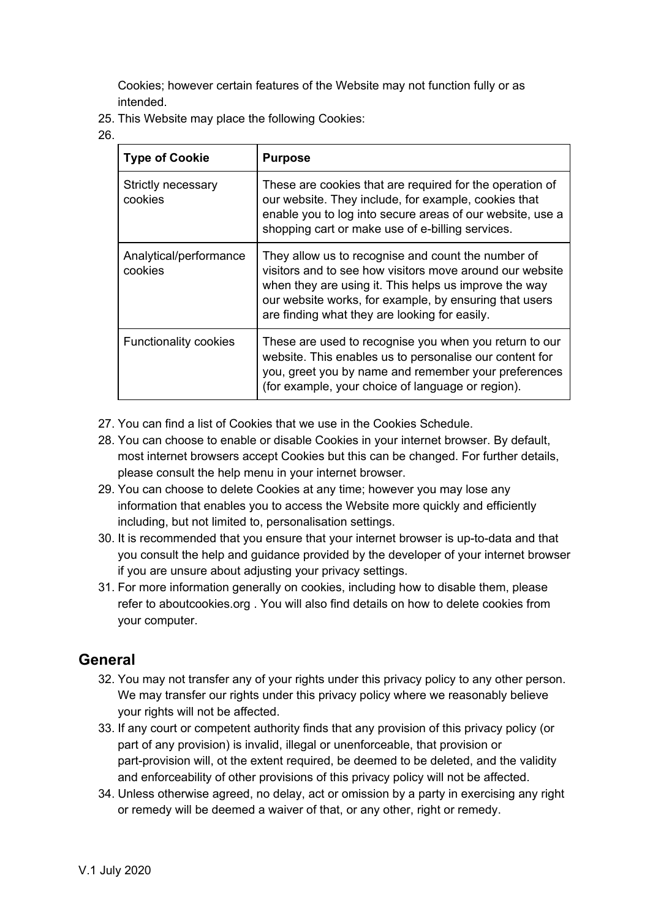Cookies; however certain features of the Website may not function fully or as intended.

25. This Website may place the following Cookies:
26.

| Type of Cookie | Purpose |
|---|---|
| Strictly necessary cookies | These are cookies that are required for the operation of our website. They include, for example, cookies that enable you to log into secure areas of our website, use a shopping cart or make use of e-billing services. |
| Analytical/performance cookies | They allow us to recognise and count the number of visitors and to see how visitors move around our website when they are using it. This helps us improve the way our website works, for example, by ensuring that users are finding what they are looking for easily. |
| Functionality cookies | These are used to recognise you when you return to our website. This enables us to personalise our content for you, greet you by name and remember your preferences (for example, your choice of language or region). |

27. You can find a list of Cookies that we use in the Cookies Schedule.
28. You can choose to enable or disable Cookies in your internet browser. By default, most internet browsers accept Cookies but this can be changed. For further details, please consult the help menu in your internet browser.
29. You can choose to delete Cookies at any time; however you may lose any information that enables you to access the Website more quickly and efficiently including, but not limited to, personalisation settings.
30. It is recommended that you ensure that your internet browser is up-to-data and that you consult the help and guidance provided by the developer of your internet browser if you are unsure about adjusting your privacy settings.
31. For more information generally on cookies, including how to disable them, please refer to aboutcookies.org . You will also find details on how to delete cookies from your computer.

## General

32. You may not transfer any of your rights under this privacy policy to any other person. We may transfer our rights under this privacy policy where we reasonably believe your rights will not be affected.
33. If any court or competent authority finds that any provision of this privacy policy (or part of any provision) is invalid, illegal or unenforceable, that provision or part-provision will, ot the extent required, be deemed to be deleted, and the validity and enforceability of other provisions of this privacy policy will not be affected.
34. Unless otherwise agreed, no delay, act or omission by a party in exercising any right or remedy will be deemed a waiver of that, or any other, right or remedy.

V.1 July 2020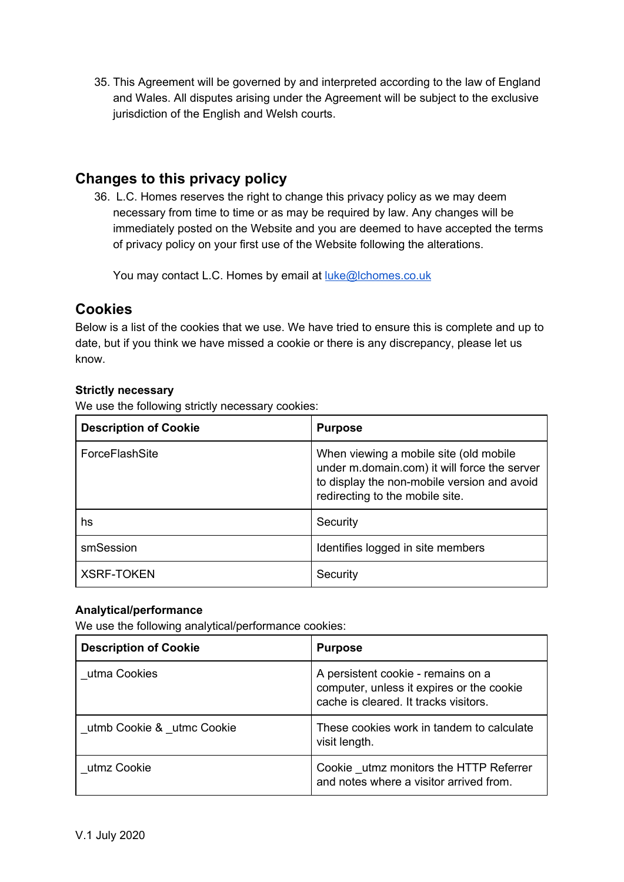35. This Agreement will be governed by and interpreted according to the law of England and Wales. All disputes arising under the Agreement will be subject to the exclusive jurisdiction of the English and Welsh courts.

## Changes to this privacy policy

36. L.C. Homes reserves the right to change this privacy policy as we may deem necessary from time to time or as may be required by law. Any changes will be immediately posted on the Website and you are deemed to have accepted the terms of privacy policy on your first use of the Website following the alterations.

    You may contact L.C. Homes by email at luke@lchomes.co.uk

## Cookies

Below is a list of the cookies that we use. We have tried to ensure this is complete and up to date, but if you think we have missed a cookie or there is any discrepancy, please let us know.

**Strictly necessary**

We use the following strictly necessary cookies:

| Description of Cookie | Purpose |
|---|---|
| ForceFlashSite | When viewing a mobile site (old mobile under m.domain.com) it will force the server to display the non-mobile version and avoid redirecting to the mobile site. |
| hs | Security |
| smSession | Identifies logged in site members |
| XSRF-TOKEN | Security |

**Analytical/performance**

We use the following analytical/performance cookies:

| Description of Cookie | Purpose |
|---|---|
| _utma Cookies | A persistent cookie - remains on a computer, unless it expires or the cookie cache is cleared. It tracks visitors. |
| _utmb Cookie & _utmc Cookie | These cookies work in tandem to calculate visit length. |
| _utmz Cookie | Cookie _utmz monitors the HTTP Referrer and notes where a visitor arrived from. |

V.1 July 2020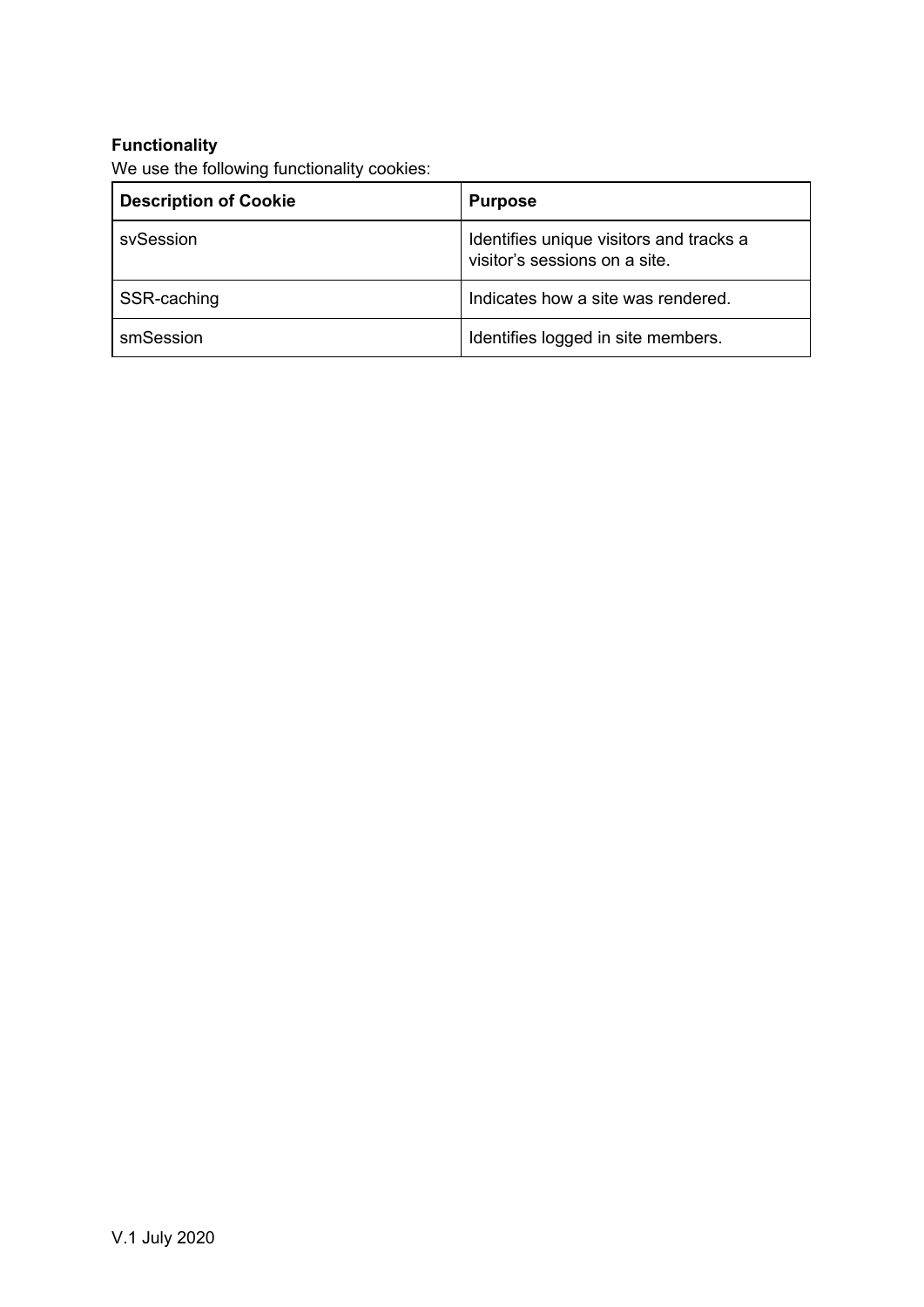**Functionality**

We use the following functionality cookies:

| Description of Cookie | Purpose |
| --- | --- |
| svSession | Identifies unique visitors and tracks a visitor's sessions on a site. |
| SSR-caching | Indicates how a site was rendered. |
| smSession | Identifies logged in site members. |

V.1 July 2020